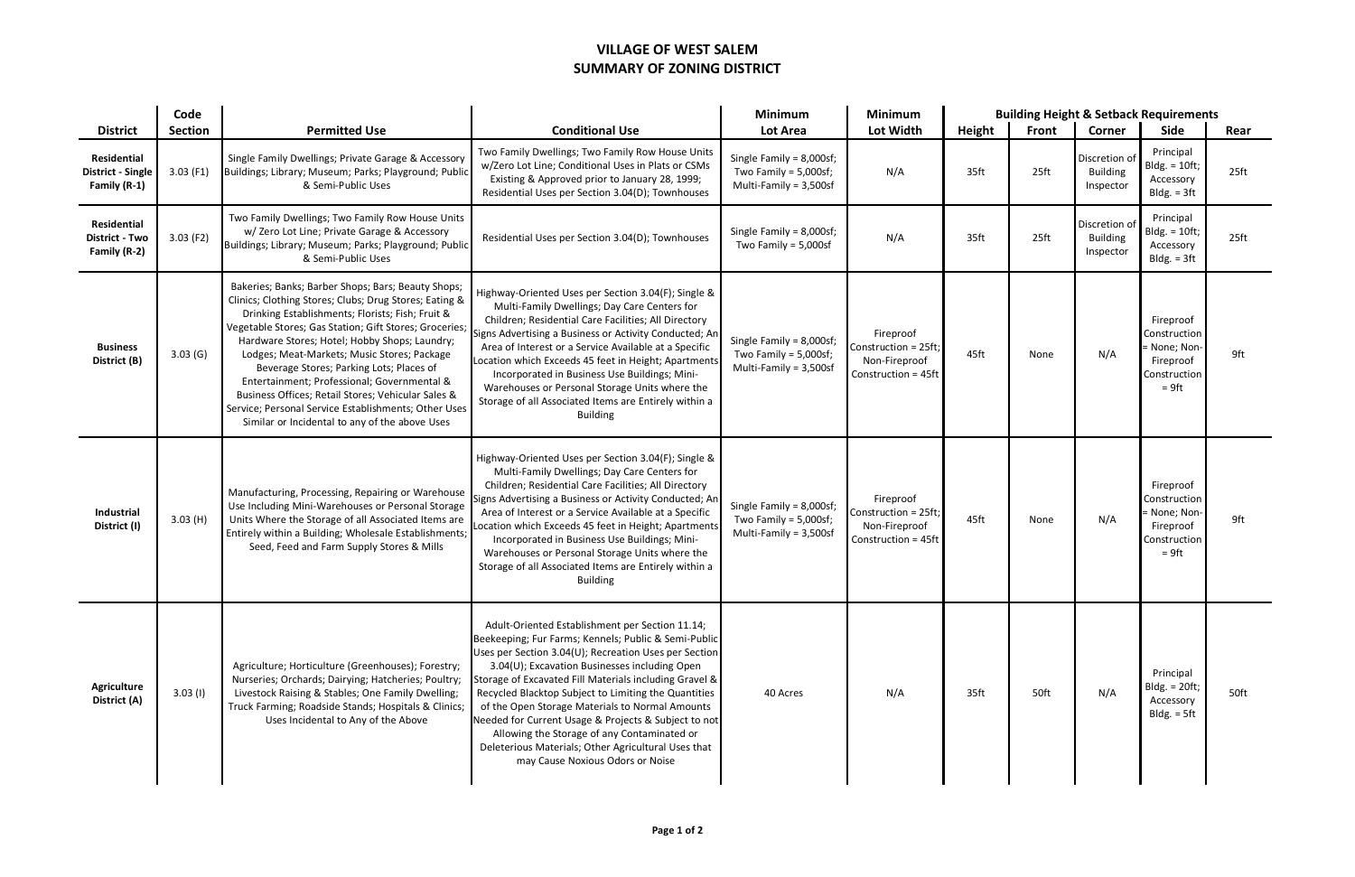# VILLAGE OF WEST SALEM
## SUMMARY OF ZONING DISTRICT

| District | Code Section | Permitted Use | Conditional Use | Minimum Lot Area | Minimum Lot Width | Building Height & Setback Requirements | | | | |
|---|---|---|---|---|---|---|---|---|---|---|
| | | | | | | Height | Front | Corner | Side | Rear |
| **Residential District - Single Family (R-1)** | 3.03 (F1) | Single Family Dwellings; Private Garage & Accessory Buildings; Library; Museum; Parks; Playground; Public & Semi-Public Uses | Two Family Dwellings; Two Family Row House Units w/Zero Lot Line; Conditional Uses in Plats or CSMs Existing & Approved prior to January 28, 1999; Residential Uses per Section 3.04(D); Townhouses | Single Family = 8,000sf; Two Family = 5,000sf; Multi-Family = 3,500sf | N/A | 35ft | 25ft | Discretion of Building Inspector | Principal Bldg. = 10ft; Accessory Bldg. = 3ft | 25ft |
| **Residential District - Two Family (R-2)** | 3.03 (F2) | Two Family Dwellings; Two Family Row House Units w/ Zero Lot Line; Private Garage & Accessory Buildings; Library; Museum; Parks; Playground; Public & Semi-Public Uses | Residential Uses per Section 3.04(D); Townhouses | Single Family = 8,000sf; Two Family = 5,000sf | N/A | 35ft | 25ft | Discretion of Building Inspector | Principal Bldg. = 10ft; Accessory Bldg. = 3ft | 25ft |
| **Business District (B)** | 3.03 (G) | Bakeries; Banks; Barber Shops; Bars; Beauty Shops; Clinics; Clothing Stores; Clubs; Drug Stores; Eating & Drinking Establishments; Florists; Fish; Fruit & Vegetable Stores; Gas Station; Gift Stores; Groceries; Hardware Stores; Hotel; Hobby Shops; Laundry; Lodges; Meat-Markets; Music Stores; Package Beverage Stores; Parking Lots; Places of Entertainment; Professional; Governmental & Business Offices; Retail Stores; Vehicular Sales & Service; Personal Service Establishments; Other Uses Similar or Incidental to any of the above Uses | Highway-Oriented Uses per Section 3.04(F); Single & Multi-Family Dwellings; Day Care Centers for Children; Residential Care Facilities; All Directory Signs Advertising a Business or Activity Conducted; An Area of Interest or a Service Available at a Specific Location which Exceeds 45 feet in Height; Apartments Incorporated in Business Use Buildings; Mini-Warehouses or Personal Storage Units where the Storage of all Associated Items are Entirely within a Building | Single Family = 8,000sf; Two Family = 5,000sf; Multi-Family = 3,500sf | Fireproof Construction = 25ft; Non-Fireproof Construction = 45ft | 45ft | None | N/A | Fireproof Construction = None; Non-Fireproof Construction = 9ft | 9ft |
| **Industrial District (I)** | 3.03 (H) | Manufacturing, Processing, Repairing or Warehouse Use Including Mini-Warehouses or Personal Storage Units Where the Storage of all Associated Items are Entirely within a Building; Wholesale Establishments; Seed, Feed and Farm Supply Stores & Mills | Highway-Oriented Uses per Section 3.04(F); Single & Multi-Family Dwellings; Day Care Centers for Children; Residential Care Facilities; All Directory Signs Advertising a Business or Activity Conducted; An Area of Interest or a Service Available at a Specific Location which Exceeds 45 feet in Height; Apartments Incorporated in Business Use Buildings; Mini-Warehouses or Personal Storage Units where the Storage of all Associated Items are Entirely within a Building | Single Family = 8,000sf; Two Family = 5,000sf; Multi-Family = 3,500sf | Fireproof Construction = 25ft; Non-Fireproof Construction = 45ft | 45ft | None | N/A | Fireproof Construction = None; Non-Fireproof Construction = 9ft | 9ft |
| **Agriculture District (A)** | 3.03 (I) | Agriculture; Horticulture (Greenhouses); Forestry; Nurseries; Orchards; Dairying; Hatcheries; Poultry; Livestock Raising & Stables; One Family Dwelling; Truck Farming; Roadside Stands; Hospitals & Clinics; Uses Incidental to Any of the Above | Adult-Oriented Establishment per Section 11.14; Beekeeping; Fur Farms; Kennels; Public & Semi-Public Uses per Section 3.04(U); Recreation Uses per Section 3.04(U); Excavation Businesses including Open Storage of Excavated Fill Materials including Gravel & Recycled Blacktop Subject to Limiting the Quantities of the Open Storage Materials to Normal Amounts Needed for Current Usage & Projects & Subject to not Allowing the Storage of any Contaminated or Deleterious Materials; Other Agricultural Uses that may Cause Noxious Odors or Noise | 40 Acres | N/A | 35ft | 50ft | N/A | Principal Bldg. = 20ft; Accessory Bldg. = 5ft | 50ft |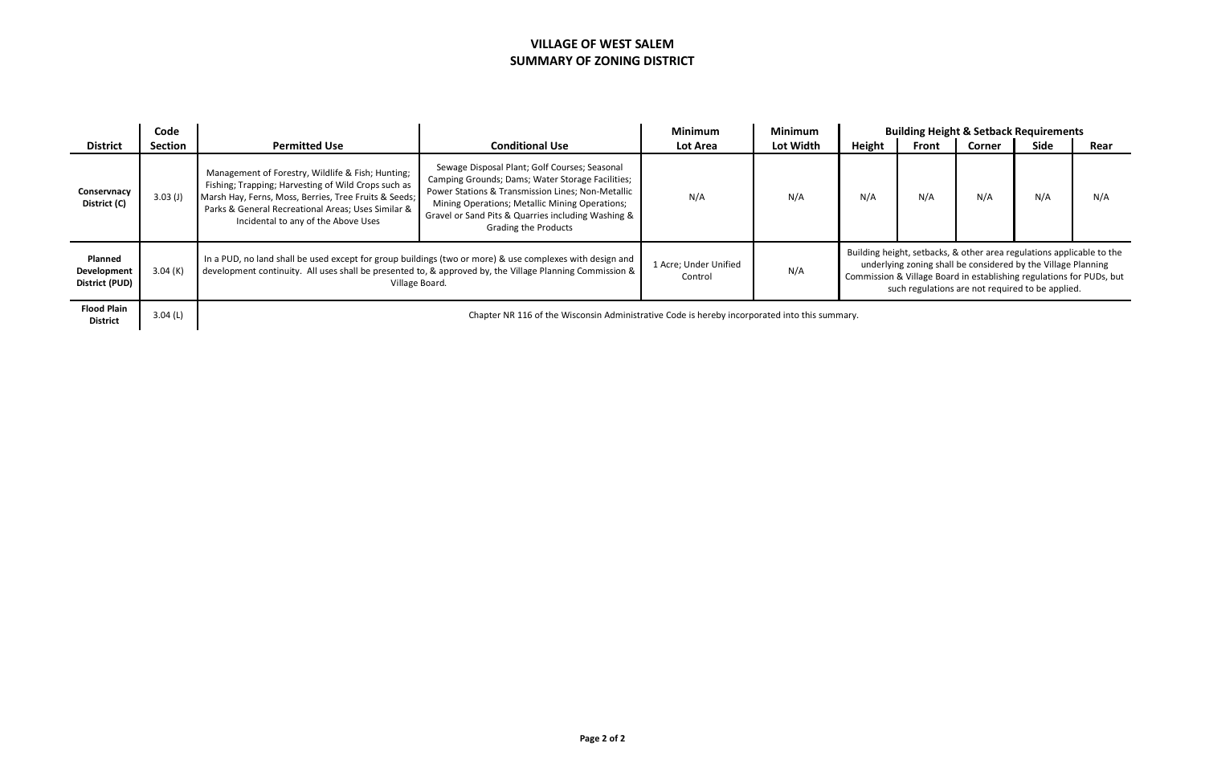# VILLAGE OF WEST SALEM
## SUMMARY OF ZONING DISTRICT

| District | Code Section | Permitted Use | Conditional Use | Minimum Lot Area | Minimum Lot Width | Building Height & Setback Requirements | | | | |
|---|---|---|---|---|---|---|---|---|---|---|
| | | | | | | Height | Front | Corner | Side | Rear |
| **Conservnacy District (C)** | 3.03 (J) | Management of Forestry, Wildlife & Fish; Hunting; Fishing; Trapping; Harvesting of Wild Crops such as Marsh Hay, Ferns, Moss, Berries, Tree Fruits & Seeds; Parks & General Recreational Areas; Uses Similar & Incidental to any of the Above Uses | Sewage Disposal Plant; Golf Courses; Seasonal Camping Grounds; Dams; Water Storage Facilities; Power Stations & Transmission Lines; Non-Metallic Mining Operations; Metallic Mining Operations; Gravel or Sand Pits & Quarries including Washing & Grading the Products | N/A | N/A | N/A | N/A | N/A | N/A | N/A |
| **Planned Development District (PUD)** | 3.04 (K) | In a PUD, no land shall be used except for group buildings (two or more) & use complexes with design and development continuity. All uses shall be presented to, & approved by, the Village Planning Commission & Village Board. | | 1 Acre; Under Unified Control | N/A | Building height, setbacks, & other area regulations applicable to the underlying zoning shall be considered by the Village Planning Commission & Village Board in establishing regulations for PUDs, but such regulations are not required to be applied. | | | | |
| **Flood Plain District** | 3.04 (L) | Chapter NR 116 of the Wisconsin Administrative Code is hereby incorporated into this summary. | | | | | | | | |